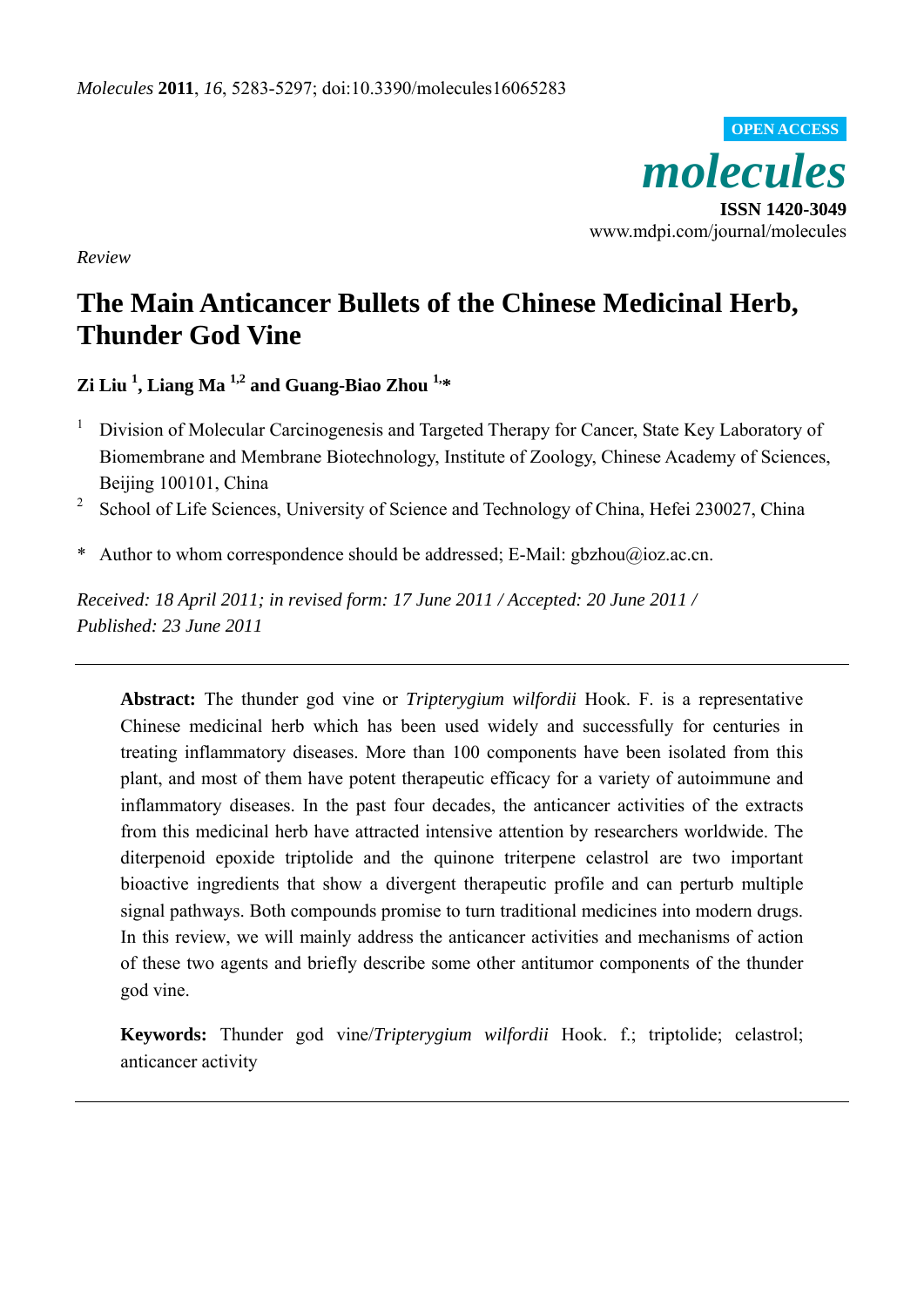*Molecules* **2011**, *16*, 5283-5297; doi:10.3390/molecules16065283

OPEN ACCESS

***molecules***

**ISSN 1420-3049**

www.mdpi.com/journal/molecules

*Review*

# The Main Anticancer Bullets of the Chinese Medicinal Herb, Thunder God Vine

**Zi Liu [1], Liang Ma [1,2] and Guang-Biao Zhou [1,*]**

[1] Division of Molecular Carcinogenesis and Targeted Therapy for Cancer, State Key Laboratory of Biomembrane and Membrane Biotechnology, Institute of Zoology, Chinese Academy of Sciences, Beijing 100101, China

[2] School of Life Sciences, University of Science and Technology of China, Hefei 230027, China

\* Author to whom correspondence should be addressed; E-Mail: gbzhou@ioz.ac.cn.

*Received: 18 April 2011; in revised form: 17 June 2011 / Accepted: 20 June 2011 / Published: 23 June 2011*

---

**Abstract:** The thunder god vine or *Tripterygium wilfordii* Hook. F. is a representative Chinese medicinal herb which has been used widely and successfully for centuries in treating inflammatory diseases. More than 100 components have been isolated from this plant, and most of them have potent therapeutic efficacy for a variety of autoimmune and inflammatory diseases. In the past four decades, the anticancer activities of the extracts from this medicinal herb have attracted intensive attention by researchers worldwide. The diterpenoid epoxide triptolide and the quinone triterpene celastrol are two important bioactive ingredients that show a divergent therapeutic profile and can perturb multiple signal pathways. Both compounds promise to turn traditional medicines into modern drugs. In this review, we will mainly address the anticancer activities and mechanisms of action of these two agents and briefly describe some other antitumor components of the thunder god vine.

**Keywords:** Thunder god vine/*Tripterygium wilfordii* Hook. f.; triptolide; celastrol; anticancer activity

---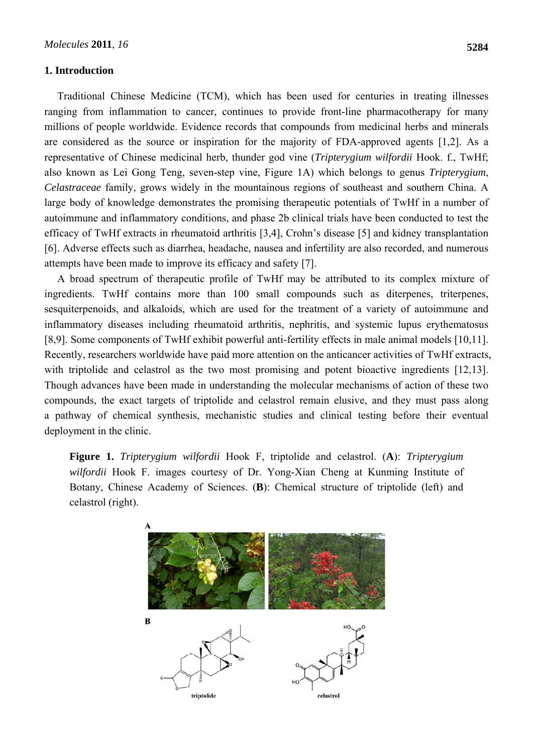## 1. Introduction

Traditional Chinese Medicine (TCM), which has been used for centuries in treating illnesses ranging from inflammation to cancer, continues to provide front-line pharmacotherapy for many millions of people worldwide. Evidence records that compounds from medicinal herbs and minerals are considered as the source or inspiration for the majority of FDA-approved agents [1,2]. As a representative of Chinese medicinal herb, thunder god vine (*Tripterygium wilfordii* Hook. f., TwHf; also known as Lei Gong Teng, seven-step vine, Figure 1A) which belongs to genus *Tripterygium*, *Celastraceae* family, grows widely in the mountainous regions of southeast and southern China. A large body of knowledge demonstrates the promising therapeutic potentials of TwHf in a number of autoimmune and inflammatory conditions, and phase 2b clinical trials have been conducted to test the efficacy of TwHf extracts in rheumatoid arthritis [3,4], Crohn's disease [5] and kidney transplantation [6]. Adverse effects such as diarrhea, headache, nausea and infertility are also recorded, and numerous attempts have been made to improve its efficacy and safety [7].

A broad spectrum of therapeutic profile of TwHf may be attributed to its complex mixture of ingredients. TwHf contains more than 100 small compounds such as diterpenes, triterpenes, sesquiterpenoids, and alkaloids, which are used for the treatment of a variety of autoimmune and inflammatory diseases including rheumatoid arthritis, nephritis, and systemic lupus erythematosus [8,9]. Some components of TwHf exhibit powerful anti-fertility effects in male animal models [10,11]. Recently, researchers worldwide have paid more attention on the anticancer activities of TwHf extracts, with triptolide and celastrol as the two most promising and potent bioactive ingredients [12,13]. Though advances have been made in understanding the molecular mechanisms of action of these two compounds, the exact targets of triptolide and celastrol remain elusive, and they must pass along a pathway of chemical synthesis, mechanistic studies and clinical testing before their eventual deployment in the clinic.

**Figure 1.** *Tripterygium wilfordii* Hook F, triptolide and celastrol. (**A**): *Tripterygium wilfordii* Hook F. images courtesy of Dr. Yong-Xian Cheng at Kunming Institute of Botany, Chinese Academy of Sciences. (**B**): Chemical structure of triptolide (left) and celastrol (right).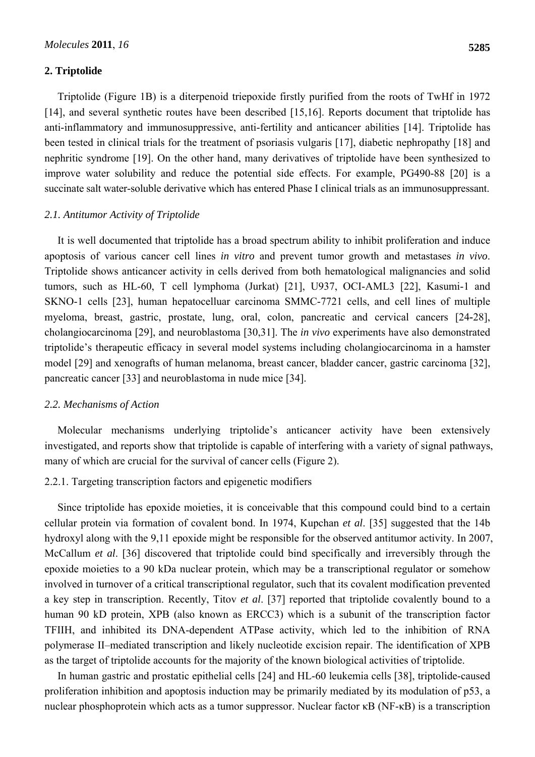## 2. Triptolide

Triptolide (Figure 1B) is a diterpenoid triepoxide firstly purified from the roots of TwHf in 1972 [14], and several synthetic routes have been described [15,16]. Reports document that triptolide has anti-inflammatory and immunosuppressive, anti-fertility and anticancer abilities [14]. Triptolide has been tested in clinical trials for the treatment of psoriasis vulgaris [17], diabetic nephropathy [18] and nephritic syndrome [19]. On the other hand, many derivatives of triptolide have been synthesized to improve water solubility and reduce the potential side effects. For example, PG490-88 [20] is a succinate salt water-soluble derivative which has entered Phase I clinical trials as an immunosuppressant.

### *2.1. Antitumor Activity of Triptolide*

It is well documented that triptolide has a broad spectrum ability to inhibit proliferation and induce apoptosis of various cancer cell lines *in vitro* and prevent tumor growth and metastases *in vivo*. Triptolide shows anticancer activity in cells derived from both hematological malignancies and solid tumors, such as HL-60, T cell lymphoma (Jurkat) [21], U937, OCI-AML3 [22], Kasumi-1 and SKNO-1 cells [23], human hepatocelluar carcinoma SMMC-7721 cells, and cell lines of multiple myeloma, breast, gastric, prostate, lung, oral, colon, pancreatic and cervical cancers [24-28], cholangiocarcinoma [29], and neuroblastoma [30,31]. The *in vivo* experiments have also demonstrated triptolide's therapeutic efficacy in several model systems including cholangiocarcinoma in a hamster model [29] and xenografts of human melanoma, breast cancer, bladder cancer, gastric carcinoma [32], pancreatic cancer [33] and neuroblastoma in nude mice [34].

### *2.2. Mechanisms of Action*

Molecular mechanisms underlying triptolide's anticancer activity have been extensively investigated, and reports show that triptolide is capable of interfering with a variety of signal pathways, many of which are crucial for the survival of cancer cells (Figure 2).

#### 2.2.1. Targeting transcription factors and epigenetic modifiers

Since triptolide has epoxide moieties, it is conceivable that this compound could bind to a certain cellular protein via formation of covalent bond. In 1974, Kupchan *et al*. [35] suggested that the 14b hydroxyl along with the 9,11 epoxide might be responsible for the observed antitumor activity. In 2007, McCallum *et al*. [36] discovered that triptolide could bind specifically and irreversibly through the epoxide moieties to a 90 kDa nuclear protein, which may be a transcriptional regulator or somehow involved in turnover of a critical transcriptional regulator, such that its covalent modification prevented a key step in transcription. Recently, Titov *et al*. [37] reported that triptolide covalently bound to a human 90 kD protein, XPB (also known as ERCC3) which is a subunit of the transcription factor TFIIH, and inhibited its DNA-dependent ATPase activity, which led to the inhibition of RNA polymerase II–mediated transcription and likely nucleotide excision repair. The identification of XPB as the target of triptolide accounts for the majority of the known biological activities of triptolide.

In human gastric and prostatic epithelial cells [24] and HL-60 leukemia cells [38], triptolide-caused proliferation inhibition and apoptosis induction may be primarily mediated by its modulation of p53, a nuclear phosphoprotein which acts as a tumor suppressor. Nuclear factor κB (NF-κB) is a transcription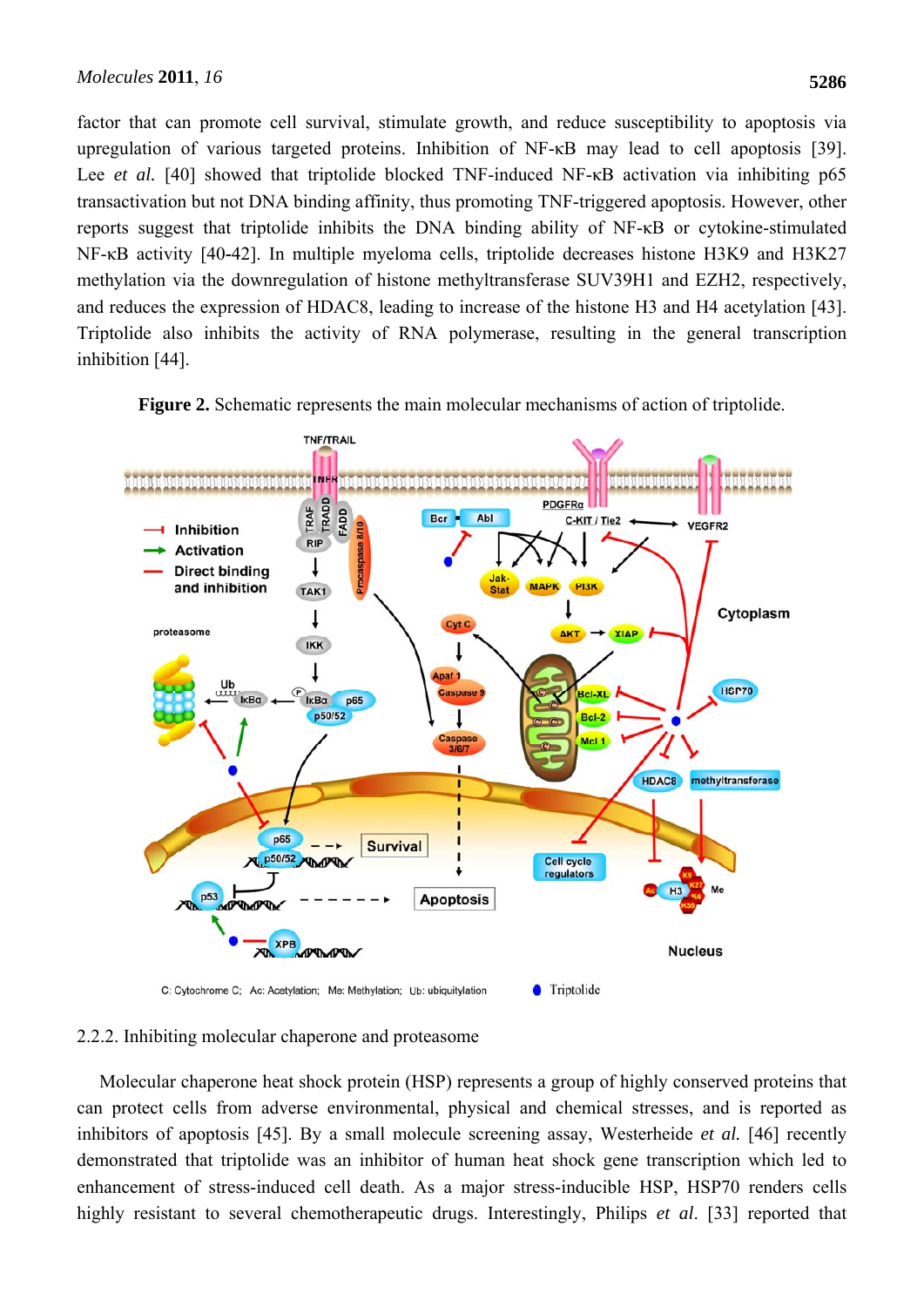factor that can promote cell survival, stimulate growth, and reduce susceptibility to apoptosis via upregulation of various targeted proteins. Inhibition of NF-κB may lead to cell apoptosis [39]. Lee *et al.* [40] showed that triptolide blocked TNF-induced NF-κB activation via inhibiting p65 transactivation but not DNA binding affinity, thus promoting TNF-triggered apoptosis. However, other reports suggest that triptolide inhibits the DNA binding ability of NF-κB or cytokine-stimulated NF-κB activity [40-42]. In multiple myeloma cells, triptolide decreases histone H3K9 and H3K27 methylation via the downregulation of histone methyltransferase SUV39H1 and EZH2, respectively, and reduces the expression of HDAC8, leading to increase of the histone H3 and H4 acetylation [43]. Triptolide also inhibits the activity of RNA polymerase, resulting in the general transcription inhibition [44].

**Figure 2.** Schematic represents the main molecular mechanisms of action of triptolide.

#### 2.2.2. Inhibiting molecular chaperone and proteasome

Molecular chaperone heat shock protein (HSP) represents a group of highly conserved proteins that can protect cells from adverse environmental, physical and chemical stresses, and is reported as inhibitors of apoptosis [45]. By a small molecule screening assay, Westerheide *et al.* [46] recently demonstrated that triptolide was an inhibitor of human heat shock gene transcription which led to enhancement of stress-induced cell death. As a major stress-inducible HSP, HSP70 renders cells highly resistant to several chemotherapeutic drugs. Interestingly, Philips *et al*. [33] reported that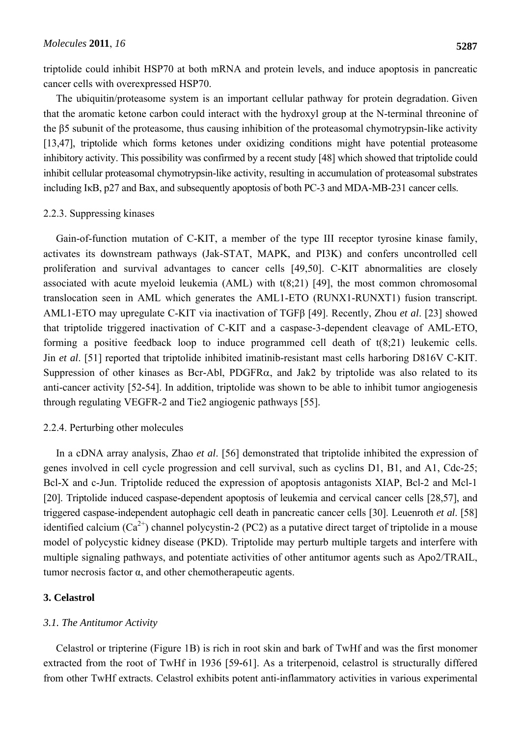triptolide could inhibit HSP70 at both mRNA and protein levels, and induce apoptosis in pancreatic cancer cells with overexpressed HSP70.

The ubiquitin/proteasome system is an important cellular pathway for protein degradation. Given that the aromatic ketone carbon could interact with the hydroxyl group at the N-terminal threonine of the β5 subunit of the proteasome, thus causing inhibition of the proteasomal chymotrypsin-like activity [13,47], triptolide which forms ketones under oxidizing conditions might have potential proteasome inhibitory activity. This possibility was confirmed by a recent study [48] which showed that triptolide could inhibit cellular proteasomal chymotrypsin-like activity, resulting in accumulation of proteasomal substrates including IκB, p27 and Bax, and subsequently apoptosis of both PC-3 and MDA-MB-231 cancer cells.

#### 2.2.3. Suppressing kinases

Gain-of-function mutation of C-KIT, a member of the type III receptor tyrosine kinase family, activates its downstream pathways (Jak-STAT, MAPK, and PI3K) and confers uncontrolled cell proliferation and survival advantages to cancer cells [49,50]. C-KIT abnormalities are closely associated with acute myeloid leukemia (AML) with t(8;21) [49], the most common chromosomal translocation seen in AML which generates the AML1-ETO (RUNX1-RUNXT1) fusion transcript. AML1-ETO may upregulate C-KIT via inactivation of TGFβ [49]. Recently, Zhou *et al*. [23] showed that triptolide triggered inactivation of C-KIT and a caspase-3-dependent cleavage of AML-ETO, forming a positive feedback loop to induce programmed cell death of t(8;21) leukemic cells. Jin *et al*. [51] reported that triptolide inhibited imatinib-resistant mast cells harboring D816V C-KIT. Suppression of other kinases as Bcr-Abl, PDGFRα, and Jak2 by triptolide was also related to its anti-cancer activity [52-54]. In addition, triptolide was shown to be able to inhibit tumor angiogenesis through regulating VEGFR-2 and Tie2 angiogenic pathways [55].

#### 2.2.4. Perturbing other molecules

In a cDNA array analysis, Zhao *et al*. [56] demonstrated that triptolide inhibited the expression of genes involved in cell cycle progression and cell survival, such as cyclins D1, B1, and A1, Cdc-25; Bcl-X and c-Jun. Triptolide reduced the expression of apoptosis antagonists XIAP, Bcl-2 and Mcl-1 [20]. Triptolide induced caspase-dependent apoptosis of leukemia and cervical cancer cells [28,57], and triggered caspase-independent autophagic cell death in pancreatic cancer cells [30]. Leuenroth *et al*. [58] identified calcium ($Ca^{2+}$) channel polycystin-2 (PC2) as a putative direct target of triptolide in a mouse model of polycystic kidney disease (PKD). Triptolide may perturb multiple targets and interfere with multiple signaling pathways, and potentiate activities of other antitumor agents such as Apo2/TRAIL, tumor necrosis factor α, and other chemotherapeutic agents.

## 3. Celastrol

### *3.1. The Antitumor Activity*

Celastrol or tripterine (Figure 1B) is rich in root skin and bark of TwHf and was the first monomer extracted from the root of TwHf in 1936 [59-61]. As a triterpenoid, celastrol is structurally differed from other TwHf extracts. Celastrol exhibits potent anti-inflammatory activities in various experimental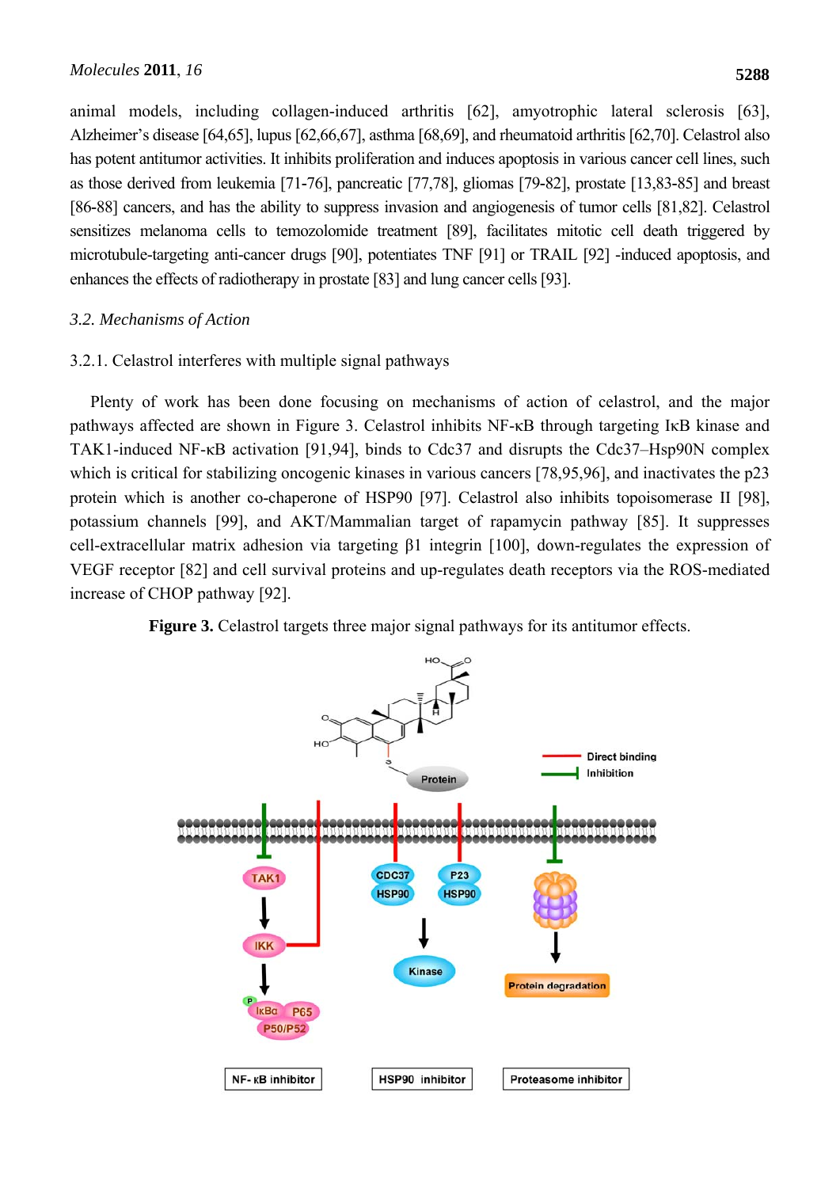animal models, including collagen-induced arthritis [62], amyotrophic lateral sclerosis [63], Alzheimer's disease [64,65], lupus [62,66,67], asthma [68,69], and rheumatoid arthritis [62,70]. Celastrol also has potent antitumor activities. It inhibits proliferation and induces apoptosis in various cancer cell lines, such as those derived from leukemia [71-76], pancreatic [77,78], gliomas [79-82], prostate [13,83-85] and breast [86-88] cancers, and has the ability to suppress invasion and angiogenesis of tumor cells [81,82]. Celastrol sensitizes melanoma cells to temozolomide treatment [89], facilitates mitotic cell death triggered by microtubule-targeting anti-cancer drugs [90], potentiates TNF [91] or TRAIL [92] -induced apoptosis, and enhances the effects of radiotherapy in prostate [83] and lung cancer cells [93].

## *3.2. Mechanisms of Action*

### 3.2.1. Celastrol interferes with multiple signal pathways

Plenty of work has been done focusing on mechanisms of action of celastrol, and the major pathways affected are shown in Figure 3. Celastrol inhibits NF-κB through targeting IκB kinase and TAK1-induced NF-κB activation [91,94], binds to Cdc37 and disrupts the Cdc37–Hsp90N complex which is critical for stabilizing oncogenic kinases in various cancers [78,95,96], and inactivates the p23 protein which is another co-chaperone of HSP90 [97]. Celastrol also inhibits topoisomerase II [98], potassium channels [99], and AKT/Mammalian target of rapamycin pathway [85]. It suppresses cell-extracellular matrix adhesion via targeting β1 integrin [100], down-regulates the expression of VEGF receptor [82] and cell survival proteins and up-regulates death receptors via the ROS-mediated increase of CHOP pathway [92].

**Figure 3.** Celastrol targets three major signal pathways for its antitumor effects.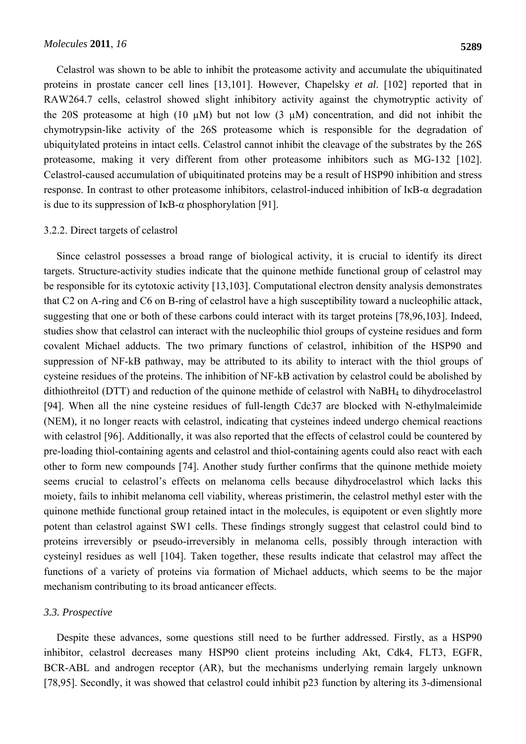Celastrol was shown to be able to inhibit the proteasome activity and accumulate the ubiquitinated proteins in prostate cancer cell lines [13,101]. However, Chapelsky *et al*. [102] reported that in RAW264.7 cells, celastrol showed slight inhibitory activity against the chymotryptic activity of the 20S proteasome at high (10 μM) but not low (3 μM) concentration, and did not inhibit the chymotrypsin-like activity of the 26S proteasome which is responsible for the degradation of ubiquitylated proteins in intact cells. Celastrol cannot inhibit the cleavage of the substrates by the 26S proteasome, making it very different from other proteasome inhibitors such as MG-132 [102]. Celastrol-caused accumulation of ubiquitinated proteins may be a result of HSP90 inhibition and stress response. In contrast to other proteasome inhibitors, celastrol-induced inhibition of IκB-α degradation is due to its suppression of IκB-α phosphorylation [91].

#### 3.2.2. Direct targets of celastrol

Since celastrol possesses a broad range of biological activity, it is crucial to identify its direct targets. Structure-activity studies indicate that the quinone methide functional group of celastrol may be responsible for its cytotoxic activity [13,103]. Computational electron density analysis demonstrates that C2 on A-ring and C6 on B-ring of celastrol have a high susceptibility toward a nucleophilic attack, suggesting that one or both of these carbons could interact with its target proteins [78,96,103]. Indeed, studies show that celastrol can interact with the nucleophilic thiol groups of cysteine residues and form covalent Michael adducts. The two primary functions of celastrol, inhibition of the HSP90 and suppression of NF-kB pathway, may be attributed to its ability to interact with the thiol groups of cysteine residues of the proteins. The inhibition of NF-kB activation by celastrol could be abolished by dithiothreitol (DTT) and reduction of the quinone methide of celastrol with $NaBH_4$ to dihydrocelastrol [94]. When all the nine cysteine residues of full-length Cdc37 are blocked with N-ethylmaleimide (NEM), it no longer reacts with celastrol, indicating that cysteines indeed undergo chemical reactions with celastrol [96]. Additionally, it was also reported that the effects of celastrol could be countered by pre-loading thiol-containing agents and celastrol and thiol-containing agents could also react with each other to form new compounds [74]. Another study further confirms that the quinone methide moiety seems crucial to celastrol's effects on melanoma cells because dihydrocelastrol which lacks this moiety, fails to inhibit melanoma cell viability, whereas pristimerin, the celastrol methyl ester with the quinone methide functional group retained intact in the molecules, is equipotent or even slightly more potent than celastrol against SW1 cells. These findings strongly suggest that celastrol could bind to proteins irreversibly or pseudo-irreversibly in melanoma cells, possibly through interaction with cysteinyl residues as well [104]. Taken together, these results indicate that celastrol may affect the functions of a variety of proteins via formation of Michael adducts, which seems to be the major mechanism contributing to its broad anticancer effects.

### *3.3. Prospective*

Despite these advances, some questions still need to be further addressed. Firstly, as a HSP90 inhibitor, celastrol decreases many HSP90 client proteins including Akt, Cdk4, FLT3, EGFR, BCR-ABL and androgen receptor (AR), but the mechanisms underlying remain largely unknown [78,95]. Secondly, it was showed that celastrol could inhibit p23 function by altering its 3-dimensional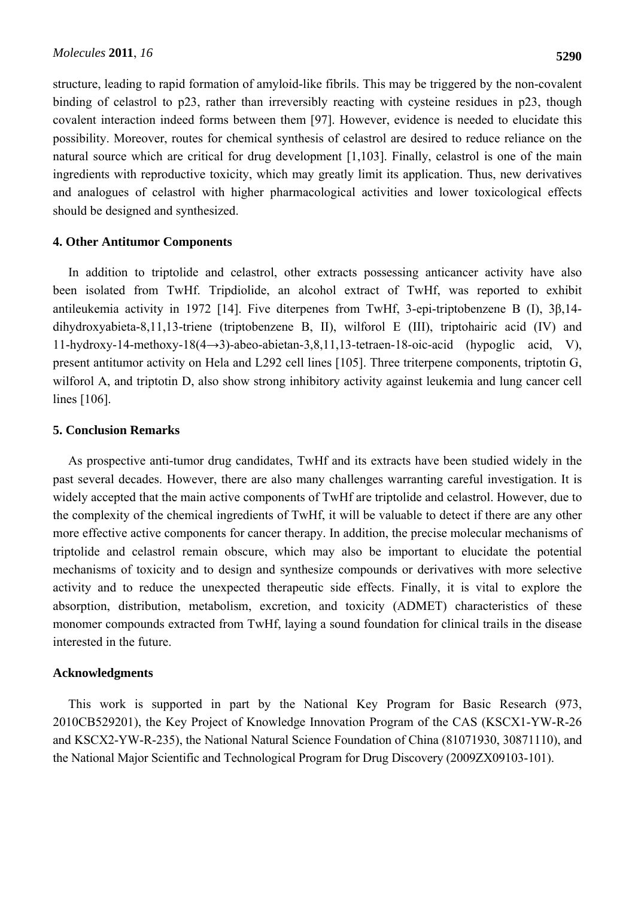structure, leading to rapid formation of amyloid-like fibrils. This may be triggered by the non-covalent binding of celastrol to p23, rather than irreversibly reacting with cysteine residues in p23, though covalent interaction indeed forms between them [97]. However, evidence is needed to elucidate this possibility. Moreover, routes for chemical synthesis of celastrol are desired to reduce reliance on the natural source which are critical for drug development [1,103]. Finally, celastrol is one of the main ingredients with reproductive toxicity, which may greatly limit its application. Thus, new derivatives and analogues of celastrol with higher pharmacological activities and lower toxicological effects should be designed and synthesized.

## 4. Other Antitumor Components

In addition to triptolide and celastrol, other extracts possessing anticancer activity have also been isolated from TwHf. Tripdiolide, an alcohol extract of TwHf, was reported to exhibit antileukemia activity in 1972 [14]. Five diterpenes from TwHf, 3-epi-triptobenzene B (I), 3β,14-dihydroxyabieta-8,11,13-triene (triptobenzene B, II), wilforol E (III), triptohairic acid (IV) and 11-hydroxy-14-methoxy-18(4→3)-abeo-abietan-3,8,11,13-tetraen-18-oic-acid (hypoglic acid, V), present antitumor activity on Hela and L292 cell lines [105]. Three triterpene components, triptotin G, wilforol A, and triptotin D, also show strong inhibitory activity against leukemia and lung cancer cell lines [106].

## 5. Conclusion Remarks

As prospective anti-tumor drug candidates, TwHf and its extracts have been studied widely in the past several decades. However, there are also many challenges warranting careful investigation. It is widely accepted that the main active components of TwHf are triptolide and celastrol. However, due to the complexity of the chemical ingredients of TwHf, it will be valuable to detect if there are any other more effective active components for cancer therapy. In addition, the precise molecular mechanisms of triptolide and celastrol remain obscure, which may also be important to elucidate the potential mechanisms of toxicity and to design and synthesize compounds or derivatives with more selective activity and to reduce the unexpected therapeutic side effects. Finally, it is vital to explore the absorption, distribution, metabolism, excretion, and toxicity (ADMET) characteristics of these monomer compounds extracted from TwHf, laying a sound foundation for clinical trails in the disease interested in the future.

## Acknowledgments

This work is supported in part by the National Key Program for Basic Research (973, 2010CB529201), the Key Project of Knowledge Innovation Program of the CAS (KSCX1-YW-R-26 and KSCX2-YW-R-235), the National Natural Science Foundation of China (81071930, 30871110), and the National Major Scientific and Technological Program for Drug Discovery (2009ZX09103-101).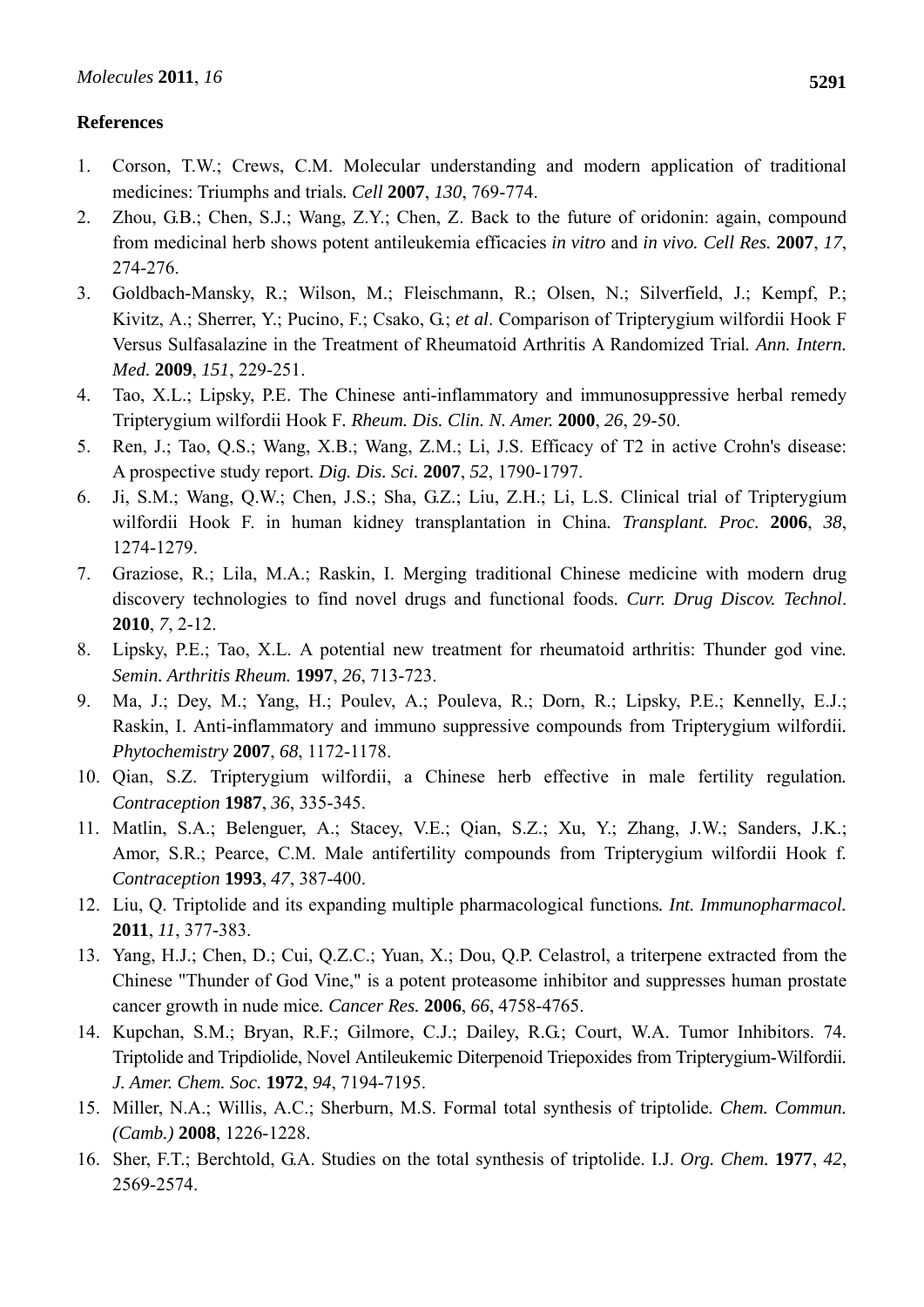**References**

1. Corson, T.W.; Crews, C.M. Molecular understanding and modern application of traditional medicines: Triumphs and trials. *Cell* **2007**, *130*, 769-774.
2. Zhou, G.B.; Chen, S.J.; Wang, Z.Y.; Chen, Z. Back to the future of oridonin: again, compound from medicinal herb shows potent antileukemia efficacies *in vitro* and *in vivo*. *Cell Res.* **2007**, *17*, 274-276.
3. Goldbach-Mansky, R.; Wilson, M.; Fleischmann, R.; Olsen, N.; Silverfield, J.; Kempf, P.; Kivitz, A.; Sherrer, Y.; Pucino, F.; Csako, G.; *et al*. Comparison of Tripterygium wilfordii Hook F Versus Sulfasalazine in the Treatment of Rheumatoid Arthritis A Randomized Trial. *Ann. Intern. Med.* **2009**, *151*, 229-251.
4. Tao, X.L.; Lipsky, P.E. The Chinese anti-inflammatory and immunosuppressive herbal remedy Tripterygium wilfordii Hook F. *Rheum. Dis. Clin. N. Amer.* **2000**, *26*, 29-50.
5. Ren, J.; Tao, Q.S.; Wang, X.B.; Wang, Z.M.; Li, J.S. Efficacy of T2 in active Crohn's disease: A prospective study report. *Dig. Dis. Sci.* **2007**, *52*, 1790-1797.
6. Ji, S.M.; Wang, Q.W.; Chen, J.S.; Sha, G.Z.; Liu, Z.H.; Li, L.S. Clinical trial of Tripterygium wilfordii Hook F. in human kidney transplantation in China. *Transplant. Proc.* **2006**, *38*, 1274-1279.
7. Graziose, R.; Lila, M.A.; Raskin, I. Merging traditional Chinese medicine with modern drug discovery technologies to find novel drugs and functional foods. *Curr. Drug Discov. Technol*. **2010**, *7*, 2-12.
8. Lipsky, P.E.; Tao, X.L. A potential new treatment for rheumatoid arthritis: Thunder god vine. *Semin. Arthritis Rheum.* **1997**, *26*, 713-723.
9. Ma, J.; Dey, M.; Yang, H.; Poulev, A.; Pouleva, R.; Dorn, R.; Lipsky, P.E.; Kennelly, E.J.; Raskin, I. Anti-inflammatory and immuno suppressive compounds from Tripterygium wilfordii. *Phytochemistry* **2007**, *68*, 1172-1178.
10. Qian, S.Z. Tripterygium wilfordii, a Chinese herb effective in male fertility regulation. *Contraception* **1987**, *36*, 335-345.
11. Matlin, S.A.; Belenguer, A.; Stacey, V.E.; Qian, S.Z.; Xu, Y.; Zhang, J.W.; Sanders, J.K.; Amor, S.R.; Pearce, C.M. Male antifertility compounds from Tripterygium wilfordii Hook f. *Contraception* **1993**, *47*, 387-400.
12. Liu, Q. Triptolide and its expanding multiple pharmacological functions. *Int. Immunopharmacol.* **2011**, *11*, 377-383.
13. Yang, H.J.; Chen, D.; Cui, Q.Z.C.; Yuan, X.; Dou, Q.P. Celastrol, a triterpene extracted from the Chinese "Thunder of God Vine," is a potent proteasome inhibitor and suppresses human prostate cancer growth in nude mice. *Cancer Res.* **2006**, *66*, 4758-4765.
14. Kupchan, S.M.; Bryan, R.F.; Gilmore, C.J.; Dailey, R.G.; Court, W.A. Tumor Inhibitors. 74. Triptolide and Tripdiolide, Novel Antileukemic Diterpenoid Triepoxides from Tripterygium-Wilfordii. *J. Amer. Chem. Soc.* **1972**, *94*, 7194-7195.
15. Miller, N.A.; Willis, A.C.; Sherburn, M.S. Formal total synthesis of triptolide. *Chem. Commun. (Camb.)* **2008**, 1226-1228.
16. Sher, F.T.; Berchtold, G.A. Studies on the total synthesis of triptolide. I.J. *Org. Chem.* **1977**, *42*, 2569-2574.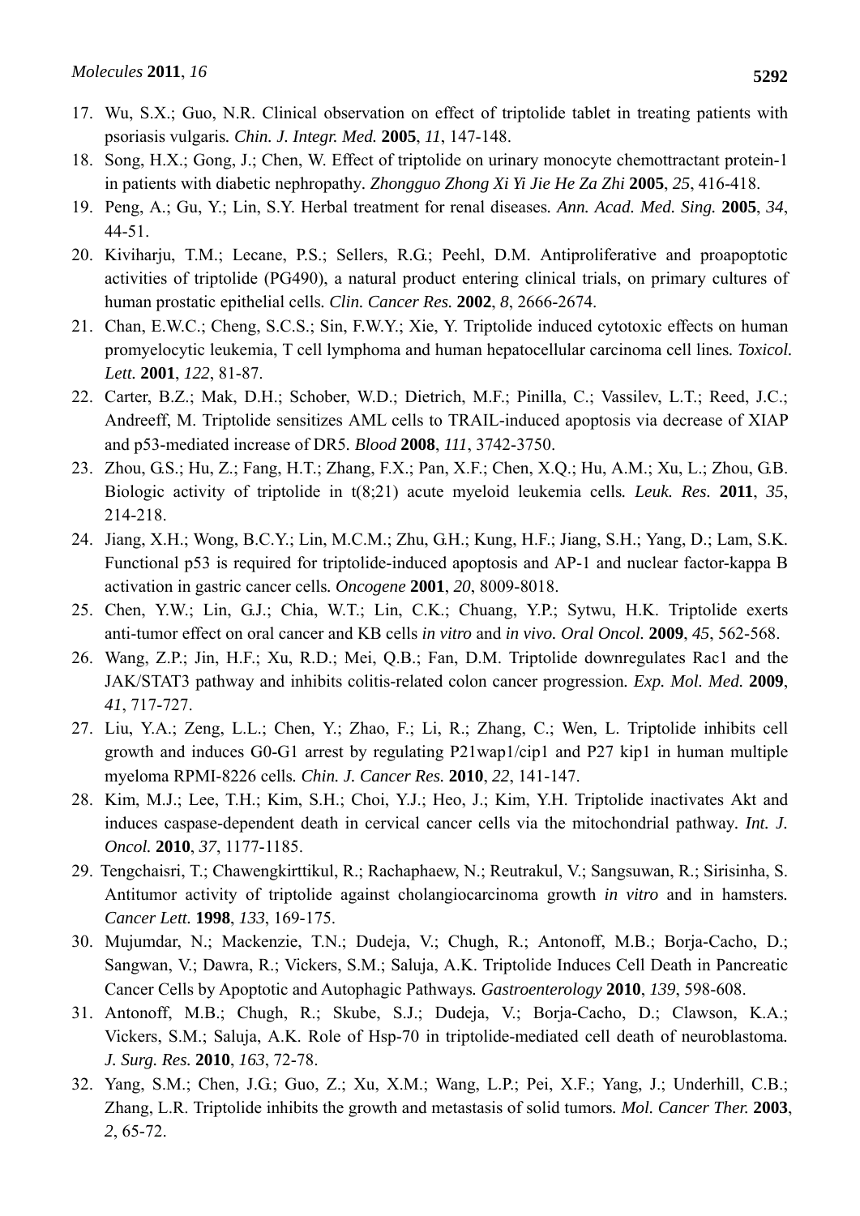17. Wu, S.X.; Guo, N.R. Clinical observation on effect of triptolide tablet in treating patients with psoriasis vulgaris. *Chin. J. Integr. Med.* **2005**, *11*, 147-148.
18. Song, H.X.; Gong, J.; Chen, W. Effect of triptolide on urinary monocyte chemottractant protein-1 in patients with diabetic nephropathy. *Zhongguo Zhong Xi Yi Jie He Za Zhi* **2005**, *25*, 416-418.
19. Peng, A.; Gu, Y.; Lin, S.Y. Herbal treatment for renal diseases. *Ann. Acad. Med. Sing.* **2005**, *34*, 44-51.
20. Kiviharju, T.M.; Lecane, P.S.; Sellers, R.G.; Peehl, D.M. Antiproliferative and proapoptotic activities of triptolide (PG490), a natural product entering clinical trials, on primary cultures of human prostatic epithelial cells. *Clin. Cancer Res.* **2002**, *8*, 2666-2674.
21. Chan, E.W.C.; Cheng, S.C.S.; Sin, F.W.Y.; Xie, Y. Triptolide induced cytotoxic effects on human promyelocytic leukemia, T cell lymphoma and human hepatocellular carcinoma cell lines. *Toxicol. Lett.* **2001**, *122*, 81-87.
22. Carter, B.Z.; Mak, D.H.; Schober, W.D.; Dietrich, M.F.; Pinilla, C.; Vassilev, L.T.; Reed, J.C.; Andreeff, M. Triptolide sensitizes AML cells to TRAIL-induced apoptosis via decrease of XIAP and p53-mediated increase of DR5. *Blood* **2008**, *111*, 3742-3750.
23. Zhou, G.S.; Hu, Z.; Fang, H.T.; Zhang, F.X.; Pan, X.F.; Chen, X.Q.; Hu, A.M.; Xu, L.; Zhou, G.B. Biologic activity of triptolide in t(8;21) acute myeloid leukemia cells. *Leuk. Res.* **2011**, *35*, 214-218.
24. Jiang, X.H.; Wong, B.C.Y.; Lin, M.C.M.; Zhu, G.H.; Kung, H.F.; Jiang, S.H.; Yang, D.; Lam, S.K. Functional p53 is required for triptolide-induced apoptosis and AP-1 and nuclear factor-kappa B activation in gastric cancer cells. *Oncogene* **2001**, *20*, 8009-8018.
25. Chen, Y.W.; Lin, G.J.; Chia, W.T.; Lin, C.K.; Chuang, Y.P.; Sytwu, H.K. Triptolide exerts anti-tumor effect on oral cancer and KB cells *in vitro* and *in vivo*. *Oral Oncol.* **2009**, *45*, 562-568.
26. Wang, Z.P.; Jin, H.F.; Xu, R.D.; Mei, Q.B.; Fan, D.M. Triptolide downregulates Rac1 and the JAK/STAT3 pathway and inhibits colitis-related colon cancer progression. *Exp. Mol. Med.* **2009**, *41*, 717-727.
27. Liu, Y.A.; Zeng, L.L.; Chen, Y.; Zhao, F.; Li, R.; Zhang, C.; Wen, L. Triptolide inhibits cell growth and induces G0-G1 arrest by regulating P21wap1/cip1 and P27 kip1 in human multiple myeloma RPMI-8226 cells. *Chin. J. Cancer Res.* **2010**, *22*, 141-147.
28. Kim, M.J.; Lee, T.H.; Kim, S.H.; Choi, Y.J.; Heo, J.; Kim, Y.H. Triptolide inactivates Akt and induces caspase-dependent death in cervical cancer cells via the mitochondrial pathway. *Int. J. Oncol.* **2010**, *37*, 1177-1185.
29. Tengchaisri, T.; Chawengkirttikul, R.; Rachaphaew, N.; Reutrakul, V.; Sangsuwan, R.; Sirisinha, S. Antitumor activity of triptolide against cholangiocarcinoma growth *in vitro* and in hamsters. *Cancer Lett.* **1998**, *133*, 169-175.
30. Mujumdar, N.; Mackenzie, T.N.; Dudeja, V.; Chugh, R.; Antonoff, M.B.; Borja-Cacho, D.; Sangwan, V.; Dawra, R.; Vickers, S.M.; Saluja, A.K. Triptolide Induces Cell Death in Pancreatic Cancer Cells by Apoptotic and Autophagic Pathways. *Gastroenterology* **2010**, *139*, 598-608.
31. Antonoff, M.B.; Chugh, R.; Skube, S.J.; Dudeja, V.; Borja-Cacho, D.; Clawson, K.A.; Vickers, S.M.; Saluja, A.K. Role of Hsp-70 in triptolide-mediated cell death of neuroblastoma. *J. Surg. Res.* **2010**, *163*, 72-78.
32. Yang, S.M.; Chen, J.G.; Guo, Z.; Xu, X.M.; Wang, L.P.; Pei, X.F.; Yang, J.; Underhill, C.B.; Zhang, L.R. Triptolide inhibits the growth and metastasis of solid tumors. *Mol. Cancer Ther.* **2003**, *2*, 65-72.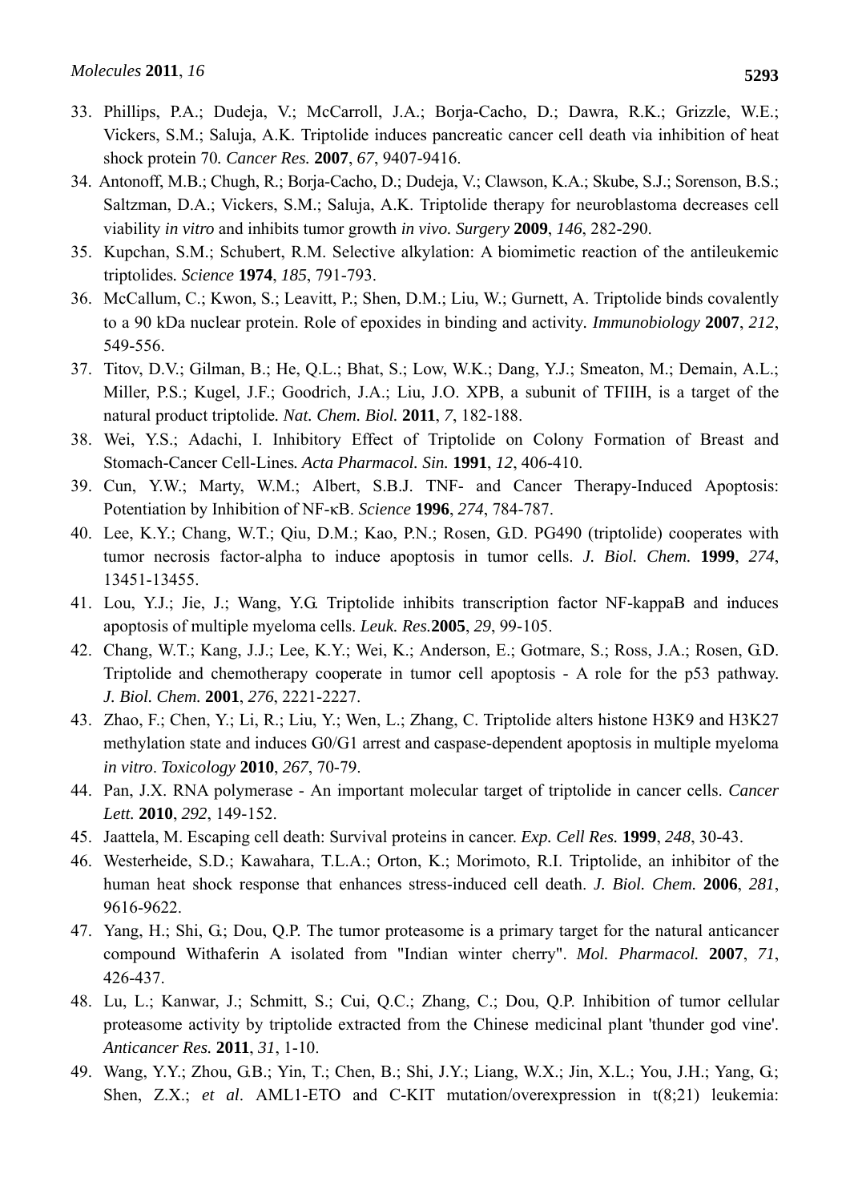33. Phillips, P.A.; Dudeja, V.; McCarroll, J.A.; Borja-Cacho, D.; Dawra, R.K.; Grizzle, W.E.; Vickers, S.M.; Saluja, A.K. Triptolide induces pancreatic cancer cell death via inhibition of heat shock protein 70. *Cancer Res.* **2007**, *67*, 9407-9416.
34. Antonoff, M.B.; Chugh, R.; Borja-Cacho, D.; Dudeja, V.; Clawson, K.A.; Skube, S.J.; Sorenson, B.S.; Saltzman, D.A.; Vickers, S.M.; Saluja, A.K. Triptolide therapy for neuroblastoma decreases cell viability *in vitro* and inhibits tumor growth *in vivo. Surgery* **2009**, *146*, 282-290.
35. Kupchan, S.M.; Schubert, R.M. Selective alkylation: A biomimetic reaction of the antileukemic triptolides. *Science* **1974**, *185*, 791-793.
36. McCallum, C.; Kwon, S.; Leavitt, P.; Shen, D.M.; Liu, W.; Gurnett, A. Triptolide binds covalently to a 90 kDa nuclear protein. Role of epoxides in binding and activity. *Immunobiology* **2007**, *212*, 549-556.
37. Titov, D.V.; Gilman, B.; He, Q.L.; Bhat, S.; Low, W.K.; Dang, Y.J.; Smeaton, M.; Demain, A.L.; Miller, P.S.; Kugel, J.F.; Goodrich, J.A.; Liu, J.O. XPB, a subunit of TFIIH, is a target of the natural product triptolide. *Nat. Chem. Biol.* **2011**, *7*, 182-188.
38. Wei, Y.S.; Adachi, I. Inhibitory Effect of Triptolide on Colony Formation of Breast and Stomach-Cancer Cell-Lines. *Acta Pharmacol. Sin.* **1991**, *12*, 406-410.
39. Cun, Y.W.; Marty, W.M.; Albert, S.B.J. TNF- and Cancer Therapy-Induced Apoptosis: Potentiation by Inhibition of NF-κB. *Science* **1996**, *274*, 784-787.
40. Lee, K.Y.; Chang, W.T.; Qiu, D.M.; Kao, P.N.; Rosen, G.D. PG490 (triptolide) cooperates with tumor necrosis factor-alpha to induce apoptosis in tumor cells. *J. Biol. Chem.* **1999**, *274*, 13451-13455.
41. Lou, Y.J.; Jie, J.; Wang, Y.G. Triptolide inhibits transcription factor NF-kappaB and induces apoptosis of multiple myeloma cells. *Leuk. Res.* **2005**, *29*, 99-105.
42. Chang, W.T.; Kang, J.J.; Lee, K.Y.; Wei, K.; Anderson, E.; Gotmare, S.; Ross, J.A.; Rosen, G.D. Triptolide and chemotherapy cooperate in tumor cell apoptosis - A role for the p53 pathway. *J. Biol. Chem.* **2001**, *276*, 2221-2227.
43. Zhao, F.; Chen, Y.; Li, R.; Liu, Y.; Wen, L.; Zhang, C. Triptolide alters histone H3K9 and H3K27 methylation state and induces G0/G1 arrest and caspase-dependent apoptosis in multiple myeloma *in vitro*. *Toxicology* **2010**, *267*, 70-79.
44. Pan, J.X. RNA polymerase - An important molecular target of triptolide in cancer cells. *Cancer Lett.* **2010**, *292*, 149-152.
45. Jaattela, M. Escaping cell death: Survival proteins in cancer. *Exp. Cell Res.* **1999**, *248*, 30-43.
46. Westerheide, S.D.; Kawahara, T.L.A.; Orton, K.; Morimoto, R.I. Triptolide, an inhibitor of the human heat shock response that enhances stress-induced cell death. *J. Biol. Chem.* **2006**, *281*, 9616-9622.
47. Yang, H.; Shi, G.; Dou, Q.P. The tumor proteasome is a primary target for the natural anticancer compound Withaferin A isolated from "Indian winter cherry". *Mol. Pharmacol.* **2007**, *71*, 426-437.
48. Lu, L.; Kanwar, J.; Schmitt, S.; Cui, Q.C.; Zhang, C.; Dou, Q.P. Inhibition of tumor cellular proteasome activity by triptolide extracted from the Chinese medicinal plant 'thunder god vine'. *Anticancer Res.* **2011**, *31*, 1-10.
49. Wang, Y.Y.; Zhou, G.B.; Yin, T.; Chen, B.; Shi, J.Y.; Liang, W.X.; Jin, X.L.; You, J.H.; Yang, G.; Shen, Z.X.; *et al*. AML1-ETO and C-KIT mutation/overexpression in t(8;21) leukemia: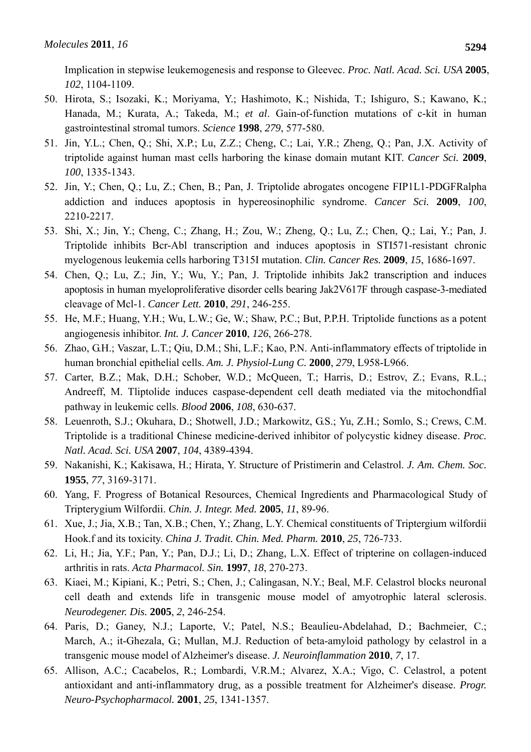Implication in stepwise leukemogenesis and response to Gleevec. *Proc. Natl. Acad. Sci. USA* **2005**, *102*, 1104-1109.

50. Hirota, S.; Isozaki, K.; Moriyama, Y.; Hashimoto, K.; Nishida, T.; Ishiguro, S.; Kawano, K.; Hanada, M.; Kurata, A.; Takeda, M.; *et al*. Gain-of-function mutations of c-kit in human gastrointestinal stromal tumors. *Science* **1998**, *279*, 577-580.
51. Jin, Y.L.; Chen, Q.; Shi, X.P.; Lu, Z.Z.; Cheng, C.; Lai, Y.R.; Zheng, Q.; Pan, J.X. Activity of triptolide against human mast cells harboring the kinase domain mutant KIT. *Cancer Sci.* **2009**, *100*, 1335-1343.
52. Jin, Y.; Chen, Q.; Lu, Z.; Chen, B.; Pan, J. Triptolide abrogates oncogene FIP1L1-PDGFRalpha addiction and induces apoptosis in hypereosinophilic syndrome. *Cancer Sci.* **2009**, *100*, 2210-2217.
53. Shi, X.; Jin, Y.; Cheng, C.; Zhang, H.; Zou, W.; Zheng, Q.; Lu, Z.; Chen, Q.; Lai, Y.; Pan, J. Triptolide inhibits Bcr-Abl transcription and induces apoptosis in STI571-resistant chronic myelogenous leukemia cells harboring T315I mutation. *Clin. Cancer Res.* **2009**, *15*, 1686-1697.
54. Chen, Q.; Lu, Z.; Jin, Y.; Wu, Y.; Pan, J. Triptolide inhibits Jak2 transcription and induces apoptosis in human myeloproliferative disorder cells bearing Jak2V617F through caspase-3-mediated cleavage of Mcl-1. *Cancer Lett.* **2010**, *291*, 246-255.
55. He, M.F.; Huang, Y.H.; Wu, L.W.; Ge, W.; Shaw, P.C.; But, P.P.H. Triptolide functions as a potent angiogenesis inhibitor. *Int. J. Cancer* **2010**, *126*, 266-278.
56. Zhao, G.H.; Vaszar, L.T.; Qiu, D.M.; Shi, L.F.; Kao, P.N. Anti-inflammatory effects of triptolide in human bronchial epithelial cells. *Am. J. Physiol-Lung C.* **2000**, *279*, L958-L966.
57. Carter, B.Z.; Mak, D.H.; Schober, W.D.; McQueen, T.; Harris, D.; Estrov, Z.; Evans, R.L.; Andreeff, M. Tliptolide induces caspase-dependent cell death mediated via the mitochondfial pathway in leukemic cells. *Blood* **2006**, *108*, 630-637.
58. Leuenroth, S.J.; Okuhara, D.; Shotwell, J.D.; Markowitz, G.S.; Yu, Z.H.; Somlo, S.; Crews, C.M. Triptolide is a traditional Chinese medicine-derived inhibitor of polycystic kidney disease. *Proc. Natl. Acad. Sci. USA* **2007**, *104*, 4389-4394.
59. Nakanishi, K.; Kakisawa, H.; Hirata, Y. Structure of Pristimerin and Celastrol. *J. Am. Chem. Soc.* **1955**, *77*, 3169-3171.
60. Yang, F. Progress of Botanical Resources, Chemical Ingredients and Pharmacological Study of Tripterygium Wilfordii. *Chin. J. Integr. Med.* **2005**, *11*, 89-96.
61. Xue, J.; Jia, X.B.; Tan, X.B.; Chen, Y.; Zhang, L.Y. Chemical constituents of Triptergium wilfordii Hook.f and its toxicity. *China J. Tradit. Chin. Med. Pharm.* **2010**, *25*, 726-733.
62. Li, H.; Jia, Y.F.; Pan, Y.; Pan, D.J.; Li, D.; Zhang, L.X. Effect of tripterine on collagen-induced arthritis in rats. *Acta Pharmacol. Sin.* **1997**, *18*, 270-273.
63. Kiaei, M.; Kipiani, K.; Petri, S.; Chen, J.; Calingasan, N.Y.; Beal, M.F. Celastrol blocks neuronal cell death and extends life in transgenic mouse model of amyotrophic lateral sclerosis. *Neurodegener. Dis.* **2005**, *2*, 246-254.
64. Paris, D.; Ganey, N.J.; Laporte, V.; Patel, N.S.; Beaulieu-Abdelahad, D.; Bachmeier, C.; March, A.; it-Ghezala, G.; Mullan, M.J. Reduction of beta-amyloid pathology by celastrol in a transgenic mouse model of Alzheimer's disease. *J. Neuroinflammation* **2010**, *7*, 17.
65. Allison, A.C.; Cacabelos, R.; Lombardi, V.R.M.; Alvarez, X.A.; Vigo, C. Celastrol, a potent antioxidant and anti-inflammatory drug, as a possible treatment for Alzheimer's disease. *Progr. Neuro-Psychopharmacol.* **2001**, *25*, 1341-1357.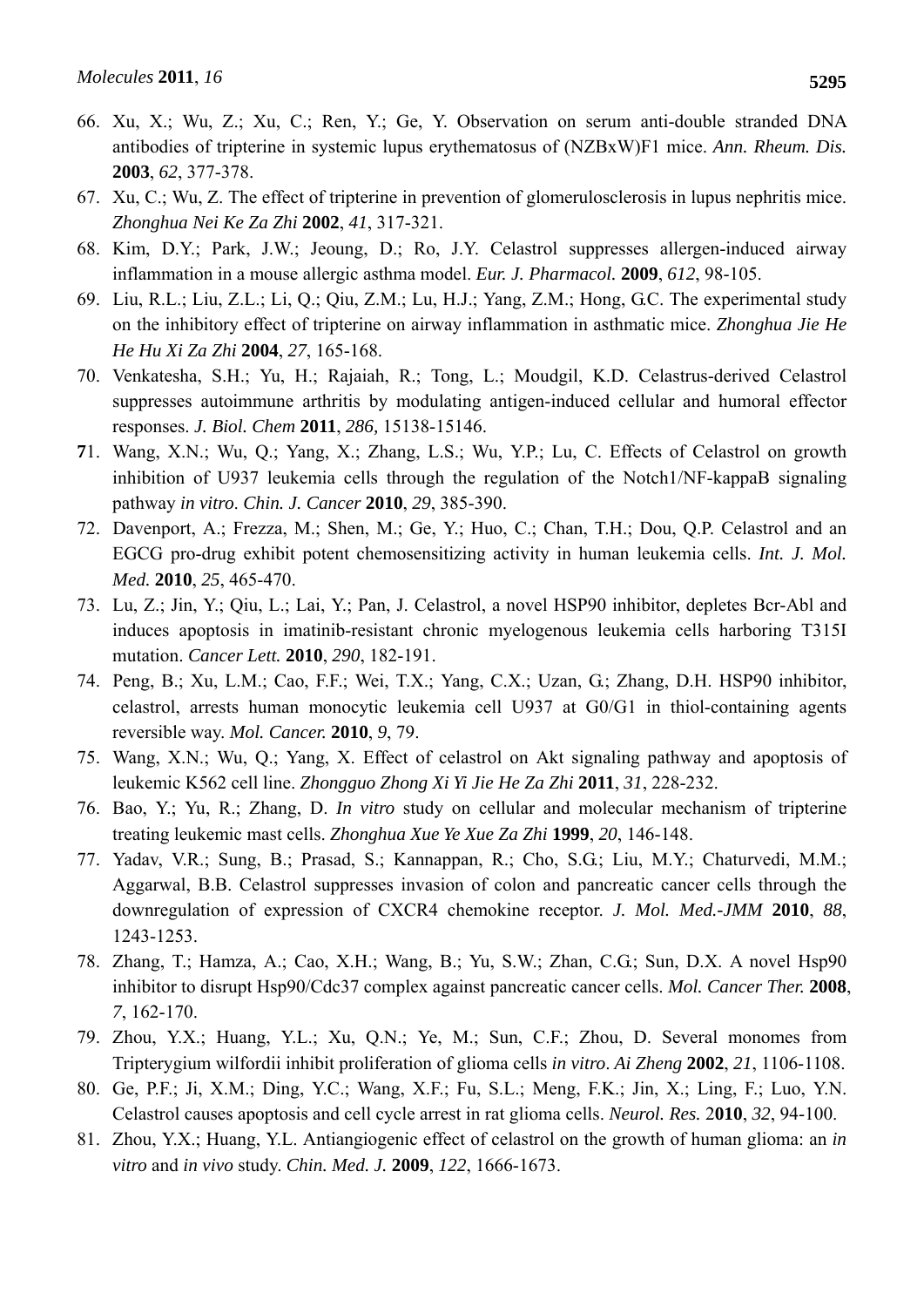66. Xu, X.; Wu, Z.; Xu, C.; Ren, Y.; Ge, Y. Observation on serum anti-double stranded DNA antibodies of tripterine in systemic lupus erythematosus of (NZBxW)F1 mice. *Ann. Rheum. Dis.* **2003**, *62*, 377-378.
67. Xu, C.; Wu, Z. The effect of tripterine in prevention of glomerulosclerosis in lupus nephritis mice. *Zhonghua Nei Ke Za Zhi* **2002**, *41*, 317-321.
68. Kim, D.Y.; Park, J.W.; Jeoung, D.; Ro, J.Y. Celastrol suppresses allergen-induced airway inflammation in a mouse allergic asthma model. *Eur. J. Pharmacol.* **2009**, *612*, 98-105.
69. Liu, R.L.; Liu, Z.L.; Li, Q.; Qiu, Z.M.; Lu, H.J.; Yang, Z.M.; Hong, G.C. The experimental study on the inhibitory effect of tripterine on airway inflammation in asthmatic mice. *Zhonghua Jie He He Hu Xi Za Zhi* **2004**, *27*, 165-168.
70. Venkatesha, S.H.; Yu, H.; Rajaiah, R.; Tong, L.; Moudgil, K.D. Celastrus-derived Celastrol suppresses autoimmune arthritis by modulating antigen-induced cellular and humoral effector responses. *J. Biol. Chem* **2011**, *286,* 15138-15146.
71. Wang, X.N.; Wu, Q.; Yang, X.; Zhang, L.S.; Wu, Y.P.; Lu, C. Effects of Celastrol on growth inhibition of U937 leukemia cells through the regulation of the Notch1/NF-kappaB signaling pathway *in vitro*. *Chin. J. Cancer* **2010**, *29*, 385-390.
72. Davenport, A.; Frezza, M.; Shen, M.; Ge, Y.; Huo, C.; Chan, T.H.; Dou, Q.P. Celastrol and an EGCG pro-drug exhibit potent chemosensitizing activity in human leukemia cells. *Int. J. Mol. Med.* **2010**, *25*, 465-470.
73. Lu, Z.; Jin, Y.; Qiu, L.; Lai, Y.; Pan, J. Celastrol, a novel HSP90 inhibitor, depletes Bcr-Abl and induces apoptosis in imatinib-resistant chronic myelogenous leukemia cells harboring T315I mutation. *Cancer Lett.* **2010**, *290*, 182-191.
74. Peng, B.; Xu, L.M.; Cao, F.F.; Wei, T.X.; Yang, C.X.; Uzan, G.; Zhang, D.H. HSP90 inhibitor, celastrol, arrests human monocytic leukemia cell U937 at G0/G1 in thiol-containing agents reversible way. *Mol. Cancer.* **2010**, *9*, 79.
75. Wang, X.N.; Wu, Q.; Yang, X. Effect of celastrol on Akt signaling pathway and apoptosis of leukemic K562 cell line. *Zhongguo Zhong Xi Yi Jie He Za Zhi* **2011**, *31*, 228-232.
76. Bao, Y.; Yu, R.; Zhang, D. *In vitro* study on cellular and molecular mechanism of tripterine treating leukemic mast cells. *Zhonghua Xue Ye Xue Za Zhi* **1999**, *20*, 146-148.
77. Yadav, V.R.; Sung, B.; Prasad, S.; Kannappan, R.; Cho, S.G.; Liu, M.Y.; Chaturvedi, M.M.; Aggarwal, B.B. Celastrol suppresses invasion of colon and pancreatic cancer cells through the downregulation of expression of CXCR4 chemokine receptor. *J. Mol. Med.-JMM* **2010**, *88*, 1243-1253.
78. Zhang, T.; Hamza, A.; Cao, X.H.; Wang, B.; Yu, S.W.; Zhan, C.G.; Sun, D.X. A novel Hsp90 inhibitor to disrupt Hsp90/Cdc37 complex against pancreatic cancer cells. *Mol. Cancer Ther.* **2008**, *7*, 162-170.
79. Zhou, Y.X.; Huang, Y.L.; Xu, Q.N.; Ye, M.; Sun, C.F.; Zhou, D. Several monomes from Tripterygium wilfordii inhibit proliferation of glioma cells *in vitro*. *Ai Zheng* **2002**, *21*, 1106-1108.
80. Ge, P.F.; Ji, X.M.; Ding, Y.C.; Wang, X.F.; Fu, S.L.; Meng, F.K.; Jin, X.; Ling, F.; Luo, Y.N. Celastrol causes apoptosis and cell cycle arrest in rat glioma cells. *Neurol. Res.* **2010**, *32*, 94-100.
81. Zhou, Y.X.; Huang, Y.L. Antiangiogenic effect of celastrol on the growth of human glioma: an *in vitro* and *in vivo* study. *Chin. Med. J.* **2009**, *122*, 1666-1673.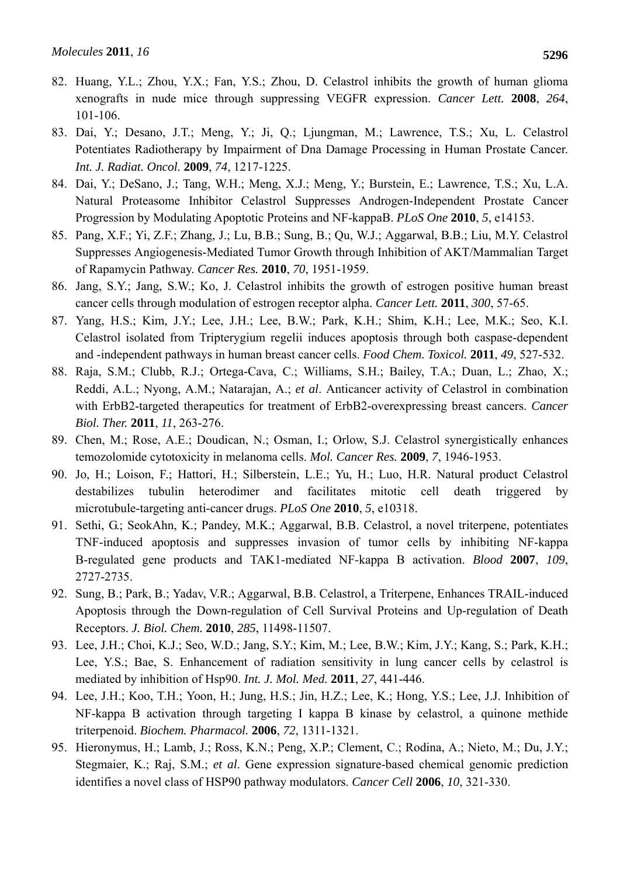82. Huang, Y.L.; Zhou, Y.X.; Fan, Y.S.; Zhou, D. Celastrol inhibits the growth of human glioma xenografts in nude mice through suppressing VEGFR expression. *Cancer Lett.* **2008**, *264*, 101-106.
83. Dai, Y.; Desano, J.T.; Meng, Y.; Ji, Q.; Ljungman, M.; Lawrence, T.S.; Xu, L. Celastrol Potentiates Radiotherapy by Impairment of Dna Damage Processing in Human Prostate Cancer. *Int. J. Radiat. Oncol.* **2009**, *74*, 1217-1225.
84. Dai, Y.; DeSano, J.; Tang, W.H.; Meng, X.J.; Meng, Y.; Burstein, E.; Lawrence, T.S.; Xu, L.A. Natural Proteasome Inhibitor Celastrol Suppresses Androgen-Independent Prostate Cancer Progression by Modulating Apoptotic Proteins and NF-kappaB. *PLoS One* **2010**, *5*, e14153.
85. Pang, X.F.; Yi, Z.F.; Zhang, J.; Lu, B.B.; Sung, B.; Qu, W.J.; Aggarwal, B.B.; Liu, M.Y. Celastrol Suppresses Angiogenesis-Mediated Tumor Growth through Inhibition of AKT/Mammalian Target of Rapamycin Pathway. *Cancer Res.* **2010**, *70*, 1951-1959.
86. Jang, S.Y.; Jang, S.W.; Ko, J. Celastrol inhibits the growth of estrogen positive human breast cancer cells through modulation of estrogen receptor alpha. *Cancer Lett.* **2011**, *300*, 57-65.
87. Yang, H.S.; Kim, J.Y.; Lee, J.H.; Lee, B.W.; Park, K.H.; Shim, K.H.; Lee, M.K.; Seo, K.I. Celastrol isolated from Tripterygium regelii induces apoptosis through both caspase-dependent and -independent pathways in human breast cancer cells. *Food Chem. Toxicol.* **2011**, *49*, 527-532.
88. Raja, S.M.; Clubb, R.J.; Ortega-Cava, C.; Williams, S.H.; Bailey, T.A.; Duan, L.; Zhao, X.; Reddi, A.L.; Nyong, A.M.; Natarajan, A.; *et al*. Anticancer activity of Celastrol in combination with ErbB2-targeted therapeutics for treatment of ErbB2-overexpressing breast cancers. *Cancer Biol. Ther.* **2011**, *11*, 263-276.
89. Chen, M.; Rose, A.E.; Doudican, N.; Osman, I.; Orlow, S.J. Celastrol synergistically enhances temozolomide cytotoxicity in melanoma cells. *Mol. Cancer Res.* **2009**, *7*, 1946-1953.
90. Jo, H.; Loison, F.; Hattori, H.; Silberstein, L.E.; Yu, H.; Luo, H.R. Natural product Celastrol destabilizes tubulin heterodimer and facilitates mitotic cell death triggered by microtubule-targeting anti-cancer drugs. *PLoS One* **2010**, *5*, e10318.
91. Sethi, G.; SeokAhn, K.; Pandey, M.K.; Aggarwal, B.B. Celastrol, a novel triterpene, potentiates TNF-induced apoptosis and suppresses invasion of tumor cells by inhibiting NF-kappa B-regulated gene products and TAK1-mediated NF-kappa B activation. *Blood* **2007**, *109*, 2727-2735.
92. Sung, B.; Park, B.; Yadav, V.R.; Aggarwal, B.B. Celastrol, a Triterpene, Enhances TRAIL-induced Apoptosis through the Down-regulation of Cell Survival Proteins and Up-regulation of Death Receptors. *J. Biol. Chem.* **2010**, *285*, 11498-11507.
93. Lee, J.H.; Choi, K.J.; Seo, W.D.; Jang, S.Y.; Kim, M.; Lee, B.W.; Kim, J.Y.; Kang, S.; Park, K.H.; Lee, Y.S.; Bae, S. Enhancement of radiation sensitivity in lung cancer cells by celastrol is mediated by inhibition of Hsp90. *Int. J. Mol. Med.* **2011**, *27*, 441-446.
94. Lee, J.H.; Koo, T.H.; Yoon, H.; Jung, H.S.; Jin, H.Z.; Lee, K.; Hong, Y.S.; Lee, J.J. Inhibition of NF-kappa B activation through targeting I kappa B kinase by celastrol, a quinone methide triterpenoid. *Biochem. Pharmacol.* **2006**, *72*, 1311-1321.
95. Hieronymus, H.; Lamb, J.; Ross, K.N.; Peng, X.P.; Clement, C.; Rodina, A.; Nieto, M.; Du, J.Y.; Stegmaier, K.; Raj, S.M.; *et al.* Gene expression signature-based chemical genomic prediction identifies a novel class of HSP90 pathway modulators. *Cancer Cell* **2006**, *10*, 321-330.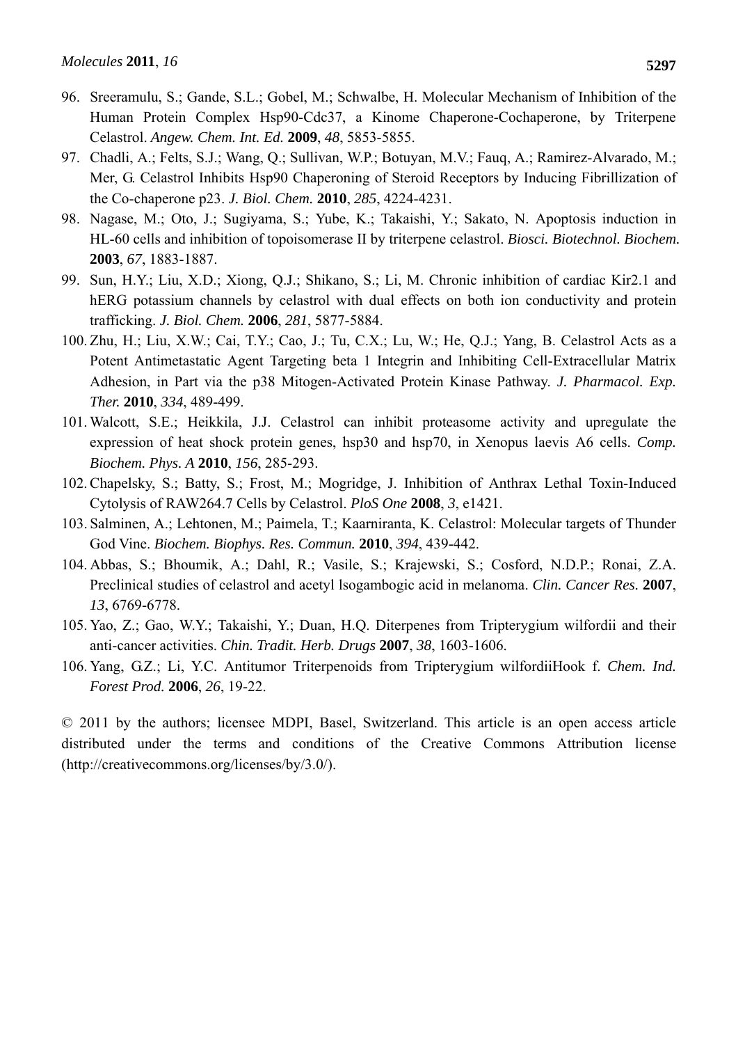96. Sreeramulu, S.; Gande, S.L.; Gobel, M.; Schwalbe, H. Molecular Mechanism of Inhibition of the Human Protein Complex Hsp90-Cdc37, a Kinome Chaperone-Cochaperone, by Triterpene Celastrol. *Angew. Chem. Int. Ed.* **2009**, *48*, 5853-5855.
97. Chadli, A.; Felts, S.J.; Wang, Q.; Sullivan, W.P.; Botuyan, M.V.; Fauq, A.; Ramirez-Alvarado, M.; Mer, G. Celastrol Inhibits Hsp90 Chaperoning of Steroid Receptors by Inducing Fibrillization of the Co-chaperone p23. *J. Biol. Chem.* **2010**, *285*, 4224-4231.
98. Nagase, M.; Oto, J.; Sugiyama, S.; Yube, K.; Takaishi, Y.; Sakato, N. Apoptosis induction in HL-60 cells and inhibition of topoisomerase II by triterpene celastrol. *Biosci. Biotechnol. Biochem.* **2003**, *67*, 1883-1887.
99. Sun, H.Y.; Liu, X.D.; Xiong, Q.J.; Shikano, S.; Li, M. Chronic inhibition of cardiac Kir2.1 and hERG potassium channels by celastrol with dual effects on both ion conductivity and protein trafficking. *J. Biol. Chem.* **2006**, *281*, 5877-5884.
100. Zhu, H.; Liu, X.W.; Cai, T.Y.; Cao, J.; Tu, C.X.; Lu, W.; He, Q.J.; Yang, B. Celastrol Acts as a Potent Antimetastatic Agent Targeting beta 1 Integrin and Inhibiting Cell-Extracellular Matrix Adhesion, in Part via the p38 Mitogen-Activated Protein Kinase Pathway. *J. Pharmacol. Exp. Ther.* **2010**, *334*, 489-499.
101. Walcott, S.E.; Heikkila, J.J. Celastrol can inhibit proteasome activity and upregulate the expression of heat shock protein genes, hsp30 and hsp70, in Xenopus laevis A6 cells. *Comp. Biochem. Phys. A* **2010**, *156*, 285-293.
102. Chapelsky, S.; Batty, S.; Frost, M.; Mogridge, J. Inhibition of Anthrax Lethal Toxin-Induced Cytolysis of RAW264.7 Cells by Celastrol. *PloS One* **2008**, *3*, e1421.
103. Salminen, A.; Lehtonen, M.; Paimela, T.; Kaarniranta, K. Celastrol: Molecular targets of Thunder God Vine. *Biochem. Biophys. Res. Commun.* **2010**, *394*, 439-442.
104. Abbas, S.; Bhoumik, A.; Dahl, R.; Vasile, S.; Krajewski, S.; Cosford, N.D.P.; Ronai, Z.A. Preclinical studies of celastrol and acetyl lsogambogic acid in melanoma. *Clin. Cancer Res.* **2007**, *13*, 6769-6778.
105. Yao, Z.; Gao, W.Y.; Takaishi, Y.; Duan, H.Q. Diterpenes from Tripterygium wilfordii and their anti-cancer activities. *Chin. Tradit. Herb. Drugs* **2007**, *38*, 1603-1606.
106. Yang, G.Z.; Li, Y.C. Antitumor Triterpenoids from Tripterygium wilfordiiHook f. *Chem. Ind. Forest Prod.* **2006**, *26*, 19-22.

© 2011 by the authors; licensee MDPI, Basel, Switzerland. This article is an open access article distributed under the terms and conditions of the Creative Commons Attribution license (http://creativecommons.org/licenses/by/3.0/).